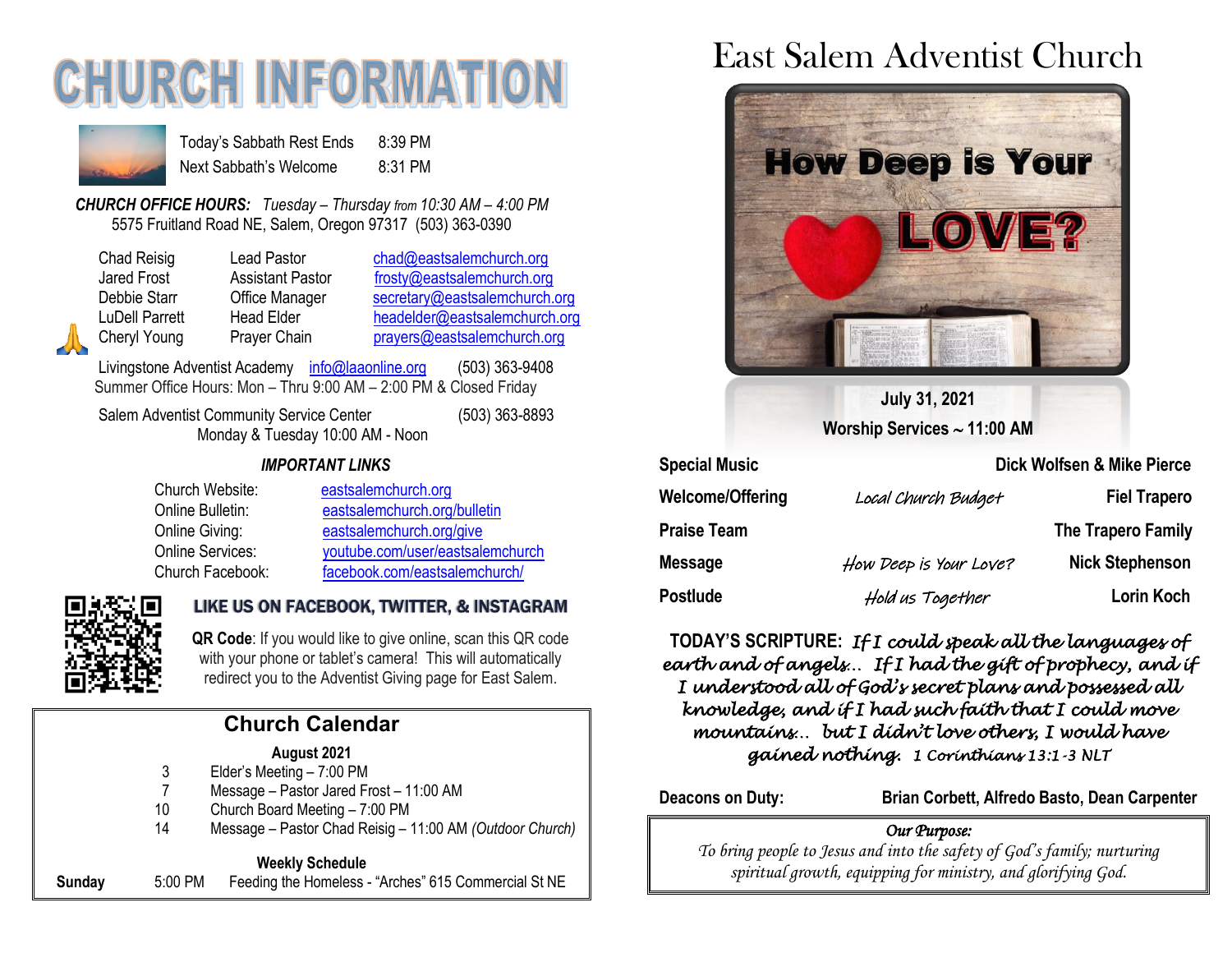# CHURCH INFORMATION

| | |
|---|---|
| Today's Sabbath Rest Ends | 8:39 PM |
| Next Sabbath's Welcome | 8:31 PM |

***CHURCH OFFICE HOURS:*** *Tuesday – Thursday from 10:30 AM – 4:00 PM*
5575 Fruitland Road NE, Salem, Oregon 97317 (503) 363-0390

| | | |
|---|---|---|
| Chad Reisig | Lead Pastor | chad@eastsalemchurch.org |
| Jared Frost | Assistant Pastor | frosty@eastsalemchurch.org |
| Debbie Starr | Office Manager | secretary@eastsalemchurch.org |
| LuDell Parrett | Head Elder | headelder@eastsalemchurch.org |
| Cheryl Young | Prayer Chain | prayers@eastsalemchurch.org |

Livingstone Adventist Academy info@laaonline.org (503) 363-9408
Summer Office Hours: Mon – Thru 9:00 AM – 2:00 PM & Closed Friday

Salem Adventist Community Service Center (503) 363-8893
Monday & Tuesday 10:00 AM - Noon

### *IMPORTANT LINKS*

| | |
|---|---|
| Church Website: | eastsalemchurch.org |
| Online Bulletin: | eastsalemchurch.org/bulletin |
| Online Giving: | eastsalemchurch.org/give |
| Online Services: | youtube.com/user/eastsalemchurch |
| Church Facebook: | facebook.com/eastsalemchurch/ |

### LIKE US ON FACEBOOK, TWITTER, & INSTAGRAM

**QR Code**: If you would like to give online, scan this QR code with your phone or tablet's camera! This will automatically redirect you to the Adventist Giving page for East Salem.

## Church Calendar

**August 2021**

| | |
|---|---|
| 3 | Elder's Meeting – 7:00 PM |
| 7 | Message – Pastor Jared Frost – 11:00 AM |
| 10 | Church Board Meeting – 7:00 PM |
| 14 | Message – Pastor Chad Reisig – 11:00 AM *(Outdoor Church)* |

**Weekly Schedule**

**Sunday** 5:00 PM Feeding the Homeless - "Arches" 615 Commercial St NE

# East Salem Adventist Church

How Deep is Your LOVE?

**July 31, 2021**
**Worship Services ~ 11:00 AM**

| | | |
|---|---|---|
| **Special Music** | | **Dick Wolfsen & Mike Pierce** |
| **Welcome/Offering** | *Local Church Budget* | **Fiel Trapero** |
| **Praise Team** | | **The Trapero Family** |
| **Message** | *How Deep is Your Love?* | **Nick Stephenson** |
| **Postlude** | *Hold us Together* | **Lorin Koch** |

**TODAY'S SCRIPTURE:** *If I could speak all the languages of earth and of angels… If I had the gift of prophecy, and if I understood all of God's secret plans and possessed all knowledge, and if I had such faith that I could move mountains… but I didn't love others, I would have gained nothing.* 1 Corinthians 13:1-3 NLT

**Deacons on Duty:** **Brian Corbett, Alfredo Basto, Dean Carpenter**

*Our Purpose:*
*To bring people to Jesus and into the safety of God's family; nurturing spiritual growth, equipping for ministry, and glorifying God.*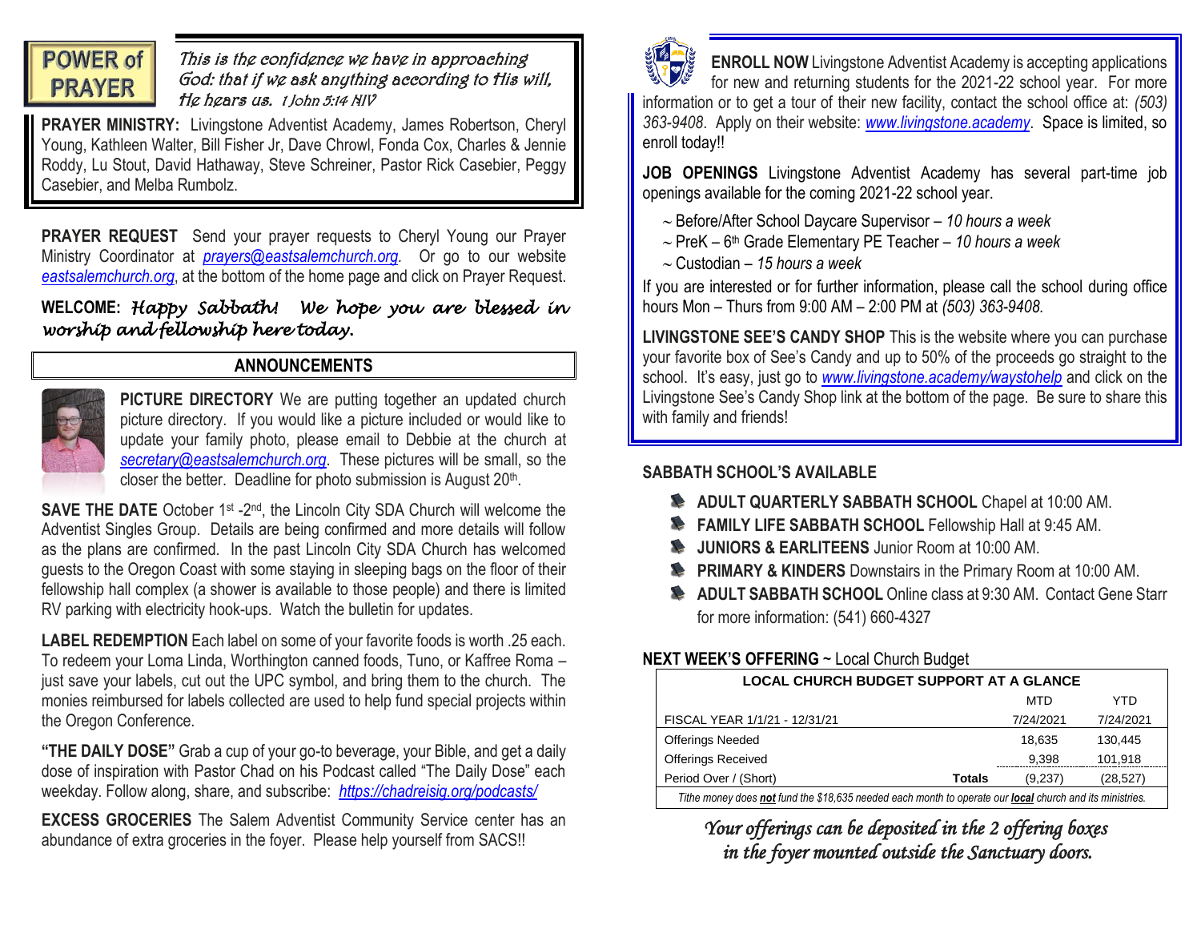**POWER of PRAYER**

*This is the confidence we have in approaching God: that if we ask anything according to His will, He hears us. 1 John 5:14 NIV*

**PRAYER MINISTRY:** Livingstone Adventist Academy, James Robertson, Cheryl Young, Kathleen Walter, Bill Fisher Jr, Dave Chrowl, Fonda Cox, Charles & Jennie Roddy, Lu Stout, David Hathaway, Steve Schreiner, Pastor Rick Casebier, Peggy Casebier, and Melba Rumbolz.

**PRAYER REQUEST** Send your prayer requests to Cheryl Young our Prayer Ministry Coordinator at *prayers@eastsalemchurch.org*. Or go to our website *eastsalemchurch.org*, at the bottom of the home page and click on Prayer Request.

**WELCOME:** *Happy Sabbath! We hope you are blessed in worship and fellowship here today.*

## ANNOUNCEMENTS

**PICTURE DIRECTORY** We are putting together an updated church picture directory. If you would like a picture included or would like to update your family photo, please email to Debbie at the church at *secretary@eastsalemchurch.org*. These pictures will be small, so the closer the better. Deadline for photo submission is August 20th.

**SAVE THE DATE** October 1st -2nd, the Lincoln City SDA Church will welcome the Adventist Singles Group. Details are being confirmed and more details will follow as the plans are confirmed. In the past Lincoln City SDA Church has welcomed guests to the Oregon Coast with some staying in sleeping bags on the floor of their fellowship hall complex (a shower is available to those people) and there is limited RV parking with electricity hook-ups. Watch the bulletin for updates.

**LABEL REDEMPTION** Each label on some of your favorite foods is worth .25 each. To redeem your Loma Linda, Worthington canned foods, Tuno, or Kaffree Roma – just save your labels, cut out the UPC symbol, and bring them to the church. The monies reimbursed for labels collected are used to help fund special projects within the Oregon Conference.

**"THE DAILY DOSE"** Grab a cup of your go-to beverage, your Bible, and get a daily dose of inspiration with Pastor Chad on his Podcast called "The Daily Dose" each weekday. Follow along, share, and subscribe: *https://chadreisig.org/podcasts/*

**EXCESS GROCERIES** The Salem Adventist Community Service center has an abundance of extra groceries in the foyer. Please help yourself from SACS!!

**ENROLL NOW** Livingstone Adventist Academy is accepting applications for new and returning students for the 2021-22 school year. For more information or to get a tour of their new facility, contact the school office at: *(503) 363-9408*. Apply on their website: *www.livingstone.academy*. Space is limited, so enroll today!!

**JOB OPENINGS** Livingstone Adventist Academy has several part-time job openings available for the coming 2021-22 school year.

- ~ Before/After School Daycare Supervisor – *10 hours a week*
- ~ PreK – 6th Grade Elementary PE Teacher – *10 hours a week*
- ~ Custodian – *15 hours a week*

If you are interested or for further information, please call the school during office hours Mon – Thurs from 9:00 AM – 2:00 PM at *(503) 363-9408.*

**LIVINGSTONE SEE'S CANDY SHOP** This is the website where you can purchase your favorite box of See's Candy and up to 50% of the proceeds go straight to the school. It's easy, just go to *www.livingstone.academy/waystohelp* and click on the Livingstone See's Candy Shop link at the bottom of the page. Be sure to share this with family and friends!

### SABBATH SCHOOL'S AVAILABLE

- **ADULT QUARTERLY SABBATH SCHOOL** Chapel at 10:00 AM.
- **FAMILY LIFE SABBATH SCHOOL** Fellowship Hall at 9:45 AM.
- **JUNIORS & EARLITEENS** Junior Room at 10:00 AM.
- **PRIMARY & KINDERS** Downstairs in the Primary Room at 10:00 AM.
- **ADULT SABBATH SCHOOL** Online class at 9:30 AM. Contact Gene Starr for more information: (541) 660-4327

**NEXT WEEK'S OFFERING** ~ Local Church Budget

| LOCAL CHURCH BUDGET SUPPORT AT A GLANCE | | MTD | YTD |
|---|---|---|---|
| FISCAL YEAR 1/1/21 - 12/31/21 | | 7/24/2021 | 7/24/2021 |
| Offerings Needed | | 18,635 | 130,445 |
| Offerings Received | | 9,398 | 101,918 |
| Period Over / (Short) | **Totals** | (9,237) | (28,527) |

*Tithe money does **not** fund the $18,635 needed each month to operate our **local** church and its ministries.*

*Your offerings can be deposited in the 2 offering boxes in the foyer mounted outside the Sanctuary doors.*